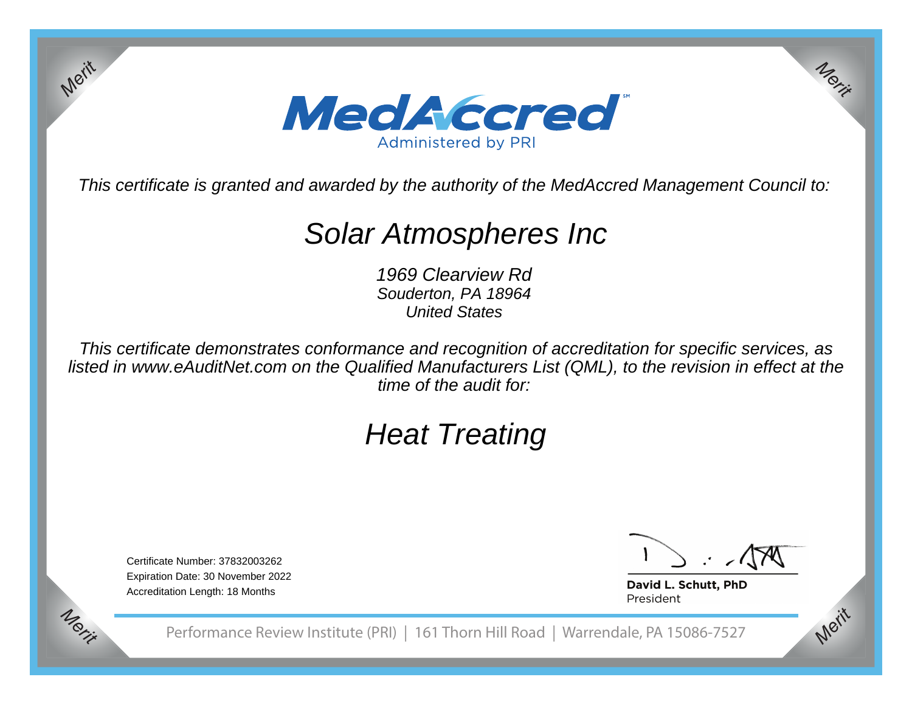# MedAccred

Administered by PRI

*This certificate is granted and awarded by the authority of the MedAccred Management Council to:*

## Solar Atmospheres Inc

*1969 Clearview Rd*
*Souderton, PA 18964*
*United States*

*This certificate demonstrates conformance and recognition of accreditation for specific services, as listed in www.eAuditNet.com on the Qualified Manufacturers List (QML), to the revision in effect at the time of the audit for:*

## *Heat Treating*

Certificate Number: 37832003262
Expiration Date: 30 November 2022
Accreditation Length: 18 Months

**David L. Schutt, PhD**
President

Performance Review Institute (PRI) | 161 Thorn Hill Road | Warrendale, PA 15086-7527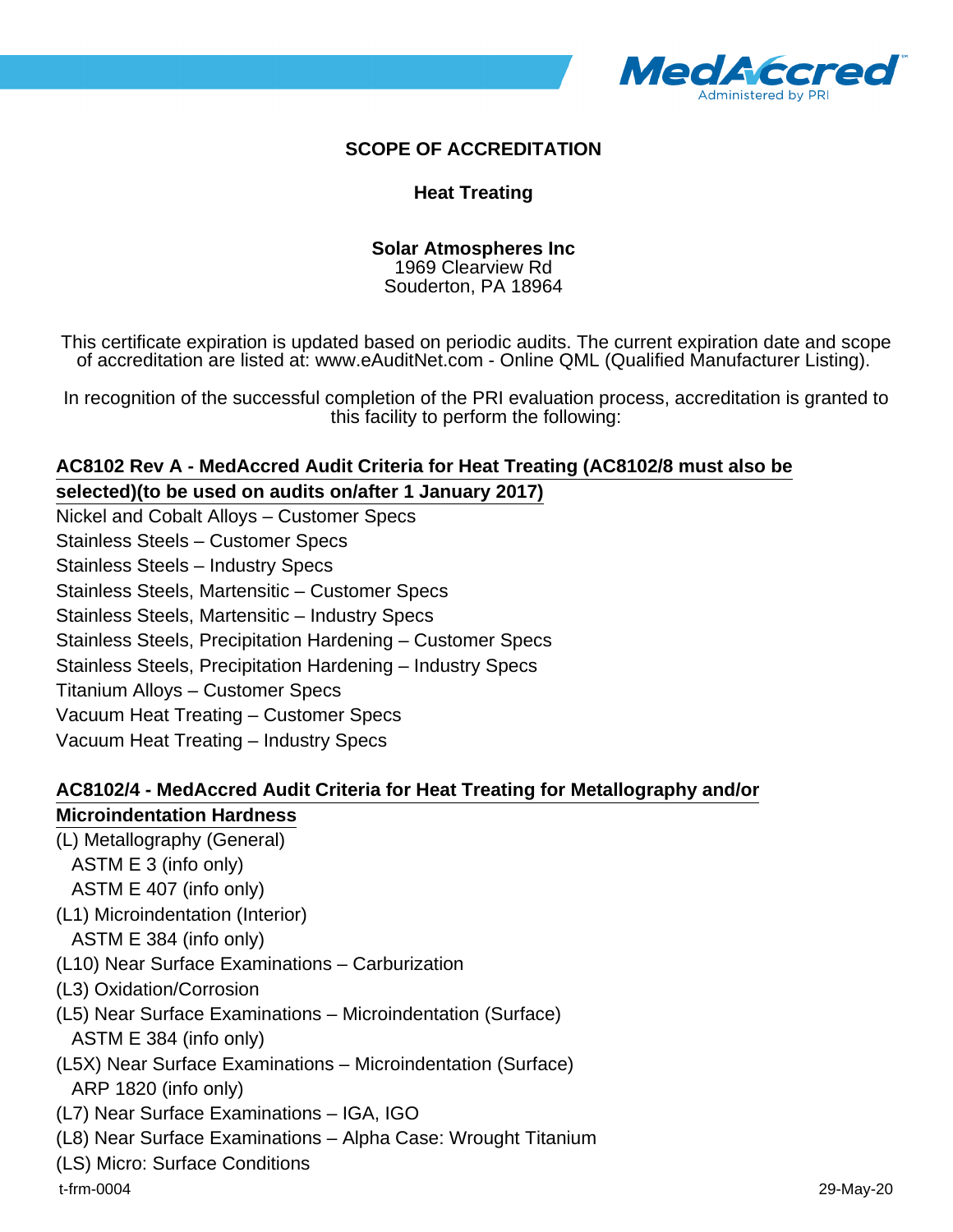# SCOPE OF ACCREDITATION

## Heat Treating

**Solar Atmospheres Inc**
1969 Clearview Rd
Souderton, PA 18964

This certificate expiration is updated based on periodic audits. The current expiration date and scope of accreditation are listed at: www.eAuditNet.com - Online QML (Qualified Manufacturer Listing).

In recognition of the successful completion of the PRI evaluation process, accreditation is granted to this facility to perform the following:

### AC8102 Rev A - MedAccred Audit Criteria for Heat Treating (AC8102/8 must also be selected)(to be used on audits on/after 1 January 2017)

Nickel and Cobalt Alloys – Customer Specs
Stainless Steels – Customer Specs
Stainless Steels – Industry Specs
Stainless Steels, Martensitic – Customer Specs
Stainless Steels, Martensitic – Industry Specs
Stainless Steels, Precipitation Hardening – Customer Specs
Stainless Steels, Precipitation Hardening – Industry Specs
Titanium Alloys – Customer Specs
Vacuum Heat Treating – Customer Specs
Vacuum Heat Treating – Industry Specs

### AC8102/4 - MedAccred Audit Criteria for Heat Treating for Metallography and/or Microindentation Hardness

(L) Metallography (General)
  ASTM E 3 (info only)
  ASTM E 407 (info only)
(L1) Microindentation (Interior)
  ASTM E 384 (info only)
(L10) Near Surface Examinations – Carburization
(L3) Oxidation/Corrosion
(L5) Near Surface Examinations – Microindentation (Surface)
  ASTM E 384 (info only)
(L5X) Near Surface Examinations – Microindentation (Surface)
  ARP 1820 (info only)
(L7) Near Surface Examinations – IGA, IGO
(L8) Near Surface Examinations – Alpha Case: Wrought Titanium
(LS) Micro: Surface Conditions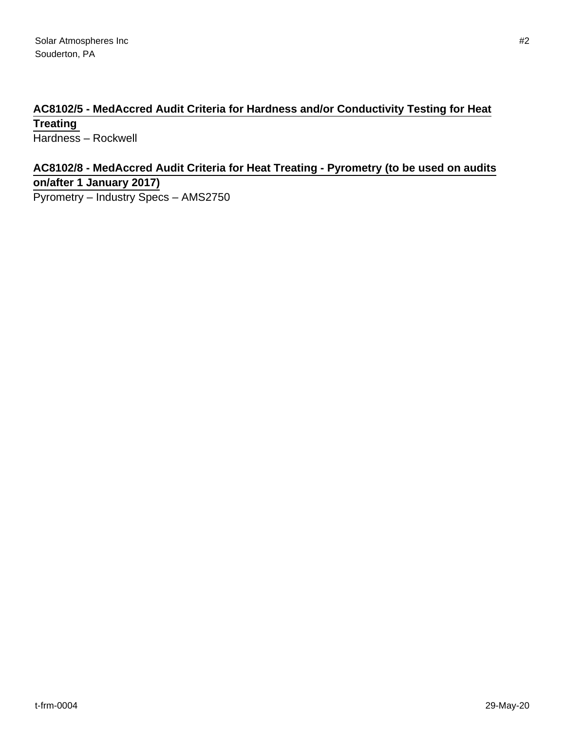**AC8102/5 - MedAccred Audit Criteria for Hardness and/or Conductivity Testing for Heat Treating**

Hardness – Rockwell

**AC8102/8 - MedAccred Audit Criteria for Heat Treating - Pyrometry (to be used on audits on/after 1 January 2017)**

Pyrometry – Industry Specs – AMS2750